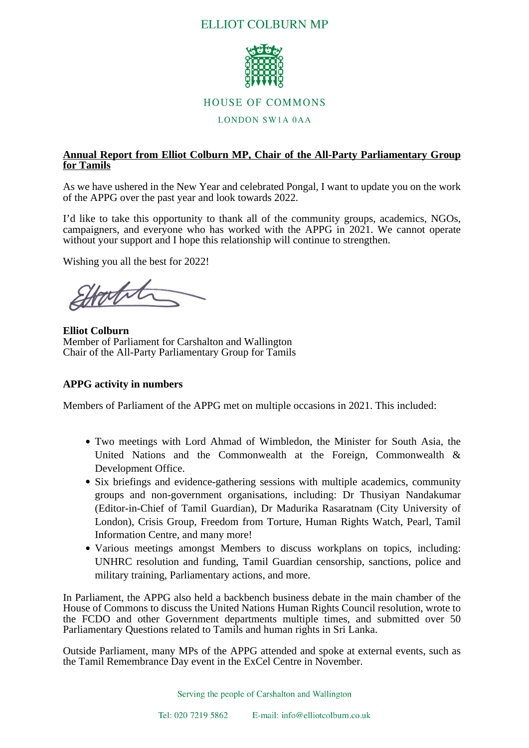ELLIOT COLBURN MP

HOUSE OF COMMONS

LONDON SW1A 0AA

**Annual Report from Elliot Colburn MP, Chair of the All-Party Parliamentary Group for Tamils**

As we have ushered in the New Year and celebrated Pongal, I want to update you on the work of the APPG over the past year and look towards 2022.

I'd like to take this opportunity to thank all of the community groups, academics, NGOs, campaigners, and everyone who has worked with the APPG in 2021. We cannot operate without your support and I hope this relationship will continue to strengthen.

Wishing you all the best for 2022!

**Elliot Colburn**
Member of Parliament for Carshalton and Wallington
Chair of the All-Party Parliamentary Group for Tamils

### APPG activity in numbers

Members of Parliament of the APPG met on multiple occasions in 2021. This included:

- Two meetings with Lord Ahmad of Wimbledon, the Minister for South Asia, the United Nations and the Commonwealth at the Foreign, Commonwealth & Development Office.
- Six briefings and evidence-gathering sessions with multiple academics, community groups and non-government organisations, including: Dr Thusiyan Nandakumar (Editor-in-Chief of Tamil Guardian), Dr Madurika Rasaratnam (City University of London), Crisis Group, Freedom from Torture, Human Rights Watch, Pearl, Tamil Information Centre, and many more!
- Various meetings amongst Members to discuss workplans on topics, including: UNHRC resolution and funding, Tamil Guardian censorship, sanctions, police and military training, Parliamentary actions, and more.

In Parliament, the APPG also held a backbench business debate in the main chamber of the House of Commons to discuss the United Nations Human Rights Council resolution, wrote to the FCDO and other Government departments multiple times, and submitted over 50 Parliamentary Questions related to Tamils and human rights in Sri Lanka.

Outside Parliament, many MPs of the APPG attended and spoke at external events, such as the Tamil Remembrance Day event in the ExCel Centre in November.

Serving the people of Carshalton and Wallington

Tel: 020 7219 5862 E-mail: info@elliotcolburn.co.uk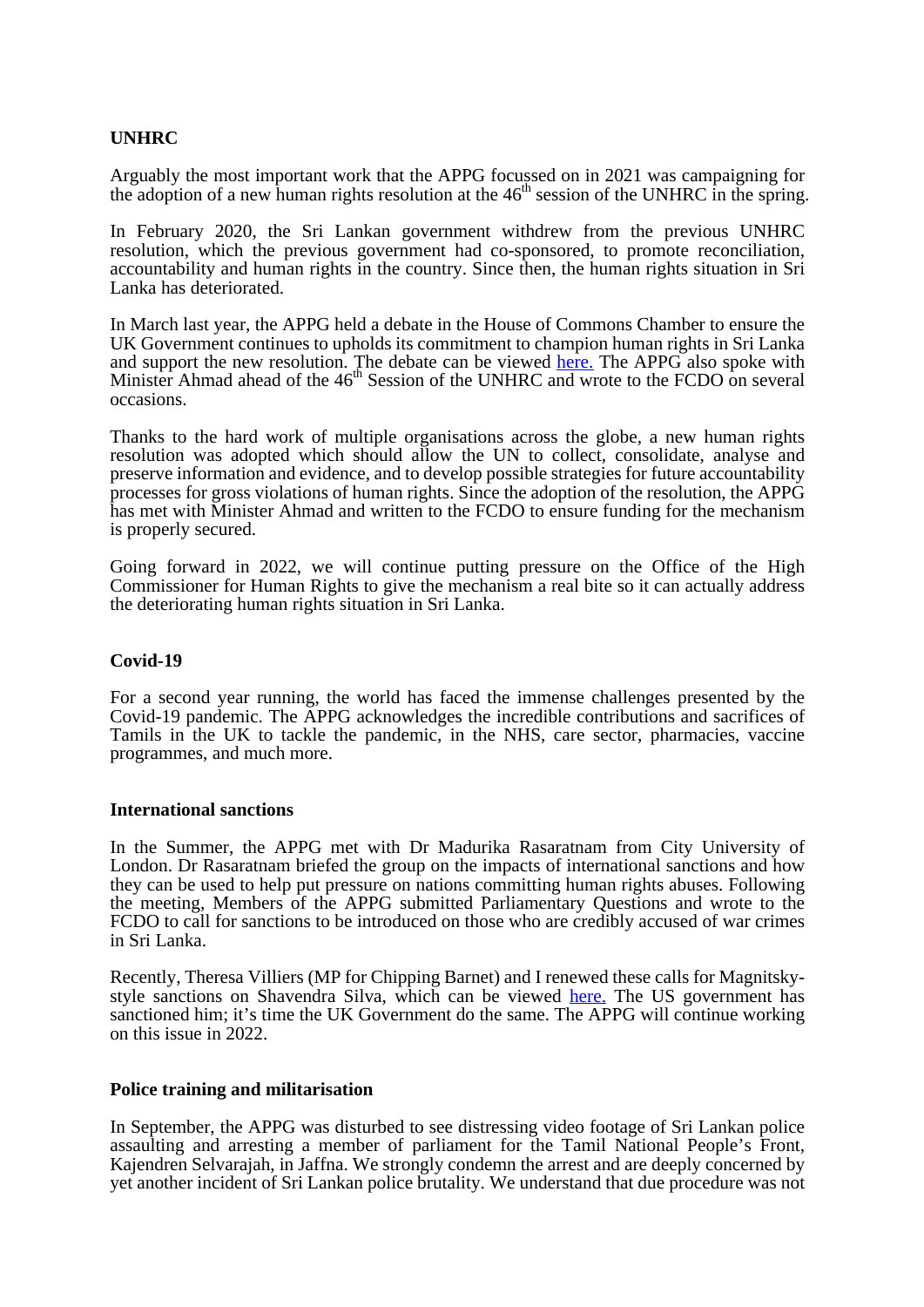**UNHRC**

Arguably the most important work that the APPG focussed on in 2021 was campaigning for the adoption of a new human rights resolution at the 46th session of the UNHRC in the spring.

In February 2020, the Sri Lankan government withdrew from the previous UNHRC resolution, which the previous government had co-sponsored, to promote reconciliation, accountability and human rights in the country. Since then, the human rights situation in Sri Lanka has deteriorated.

In March last year, the APPG held a debate in the House of Commons Chamber to ensure the UK Government continues to upholds its commitment to champion human rights in Sri Lanka and support the new resolution. The debate can be viewed here. The APPG also spoke with Minister Ahmad ahead of the 46th Session of the UNHRC and wrote to the FCDO on several occasions.

Thanks to the hard work of multiple organisations across the globe, a new human rights resolution was adopted which should allow the UN to collect, consolidate, analyse and preserve information and evidence, and to develop possible strategies for future accountability processes for gross violations of human rights. Since the adoption of the resolution, the APPG has met with Minister Ahmad and written to the FCDO to ensure funding for the mechanism is properly secured.

Going forward in 2022, we will continue putting pressure on the Office of the High Commissioner for Human Rights to give the mechanism a real bite so it can actually address the deteriorating human rights situation in Sri Lanka.

**Covid-19**

For a second year running, the world has faced the immense challenges presented by the Covid-19 pandemic. The APPG acknowledges the incredible contributions and sacrifices of Tamils in the UK to tackle the pandemic, in the NHS, care sector, pharmacies, vaccine programmes, and much more.

**International sanctions**

In the Summer, the APPG met with Dr Madurika Rasaratnam from City University of London. Dr Rasaratnam briefed the group on the impacts of international sanctions and how they can be used to help put pressure on nations committing human rights abuses. Following the meeting, Members of the APPG submitted Parliamentary Questions and wrote to the FCDO to call for sanctions to be introduced on those who are credibly accused of war crimes in Sri Lanka.

Recently, Theresa Villiers (MP for Chipping Barnet) and I renewed these calls for Magnitsky-style sanctions on Shavendra Silva, which can be viewed here. The US government has sanctioned him; it's time the UK Government do the same. The APPG will continue working on this issue in 2022.

**Police training and militarisation**

In September, the APPG was disturbed to see distressing video footage of Sri Lankan police assaulting and arresting a member of parliament for the Tamil National People's Front, Kajendren Selvarajah, in Jaffna. We strongly condemn the arrest and are deeply concerned by yet another incident of Sri Lankan police brutality. We understand that due procedure was not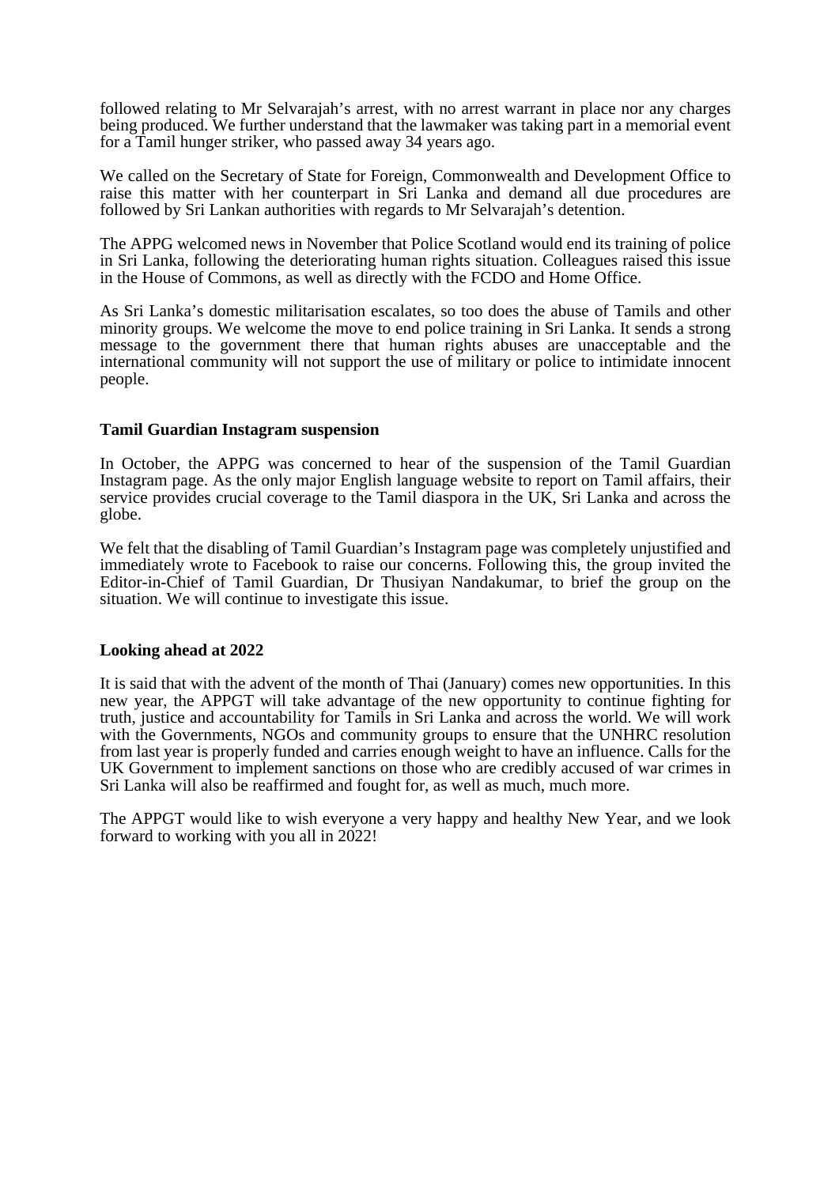followed relating to Mr Selvarajah's arrest, with no arrest warrant in place nor any charges being produced. We further understand that the lawmaker was taking part in a memorial event for a Tamil hunger striker, who passed away 34 years ago.

We called on the Secretary of State for Foreign, Commonwealth and Development Office to raise this matter with her counterpart in Sri Lanka and demand all due procedures are followed by Sri Lankan authorities with regards to Mr Selvarajah's detention.

The APPG welcomed news in November that Police Scotland would end its training of police in Sri Lanka, following the deteriorating human rights situation. Colleagues raised this issue in the House of Commons, as well as directly with the FCDO and Home Office.

As Sri Lanka's domestic militarisation escalates, so too does the abuse of Tamils and other minority groups. We welcome the move to end police training in Sri Lanka. It sends a strong message to the government there that human rights abuses are unacceptable and the international community will not support the use of military or police to intimidate innocent people.

**Tamil Guardian Instagram suspension**

In October, the APPG was concerned to hear of the suspension of the Tamil Guardian Instagram page. As the only major English language website to report on Tamil affairs, their service provides crucial coverage to the Tamil diaspora in the UK, Sri Lanka and across the globe.

We felt that the disabling of Tamil Guardian's Instagram page was completely unjustified and immediately wrote to Facebook to raise our concerns. Following this, the group invited the Editor-in-Chief of Tamil Guardian, Dr Thusiyan Nandakumar, to brief the group on the situation. We will continue to investigate this issue.

**Looking ahead at 2022**

It is said that with the advent of the month of Thai (January) comes new opportunities. In this new year, the APPGT will take advantage of the new opportunity to continue fighting for truth, justice and accountability for Tamils in Sri Lanka and across the world. We will work with the Governments, NGOs and community groups to ensure that the UNHRC resolution from last year is properly funded and carries enough weight to have an influence. Calls for the UK Government to implement sanctions on those who are credibly accused of war crimes in Sri Lanka will also be reaffirmed and fought for, as well as much, much more.

The APPGT would like to wish everyone a very happy and healthy New Year, and we look forward to working with you all in 2022!